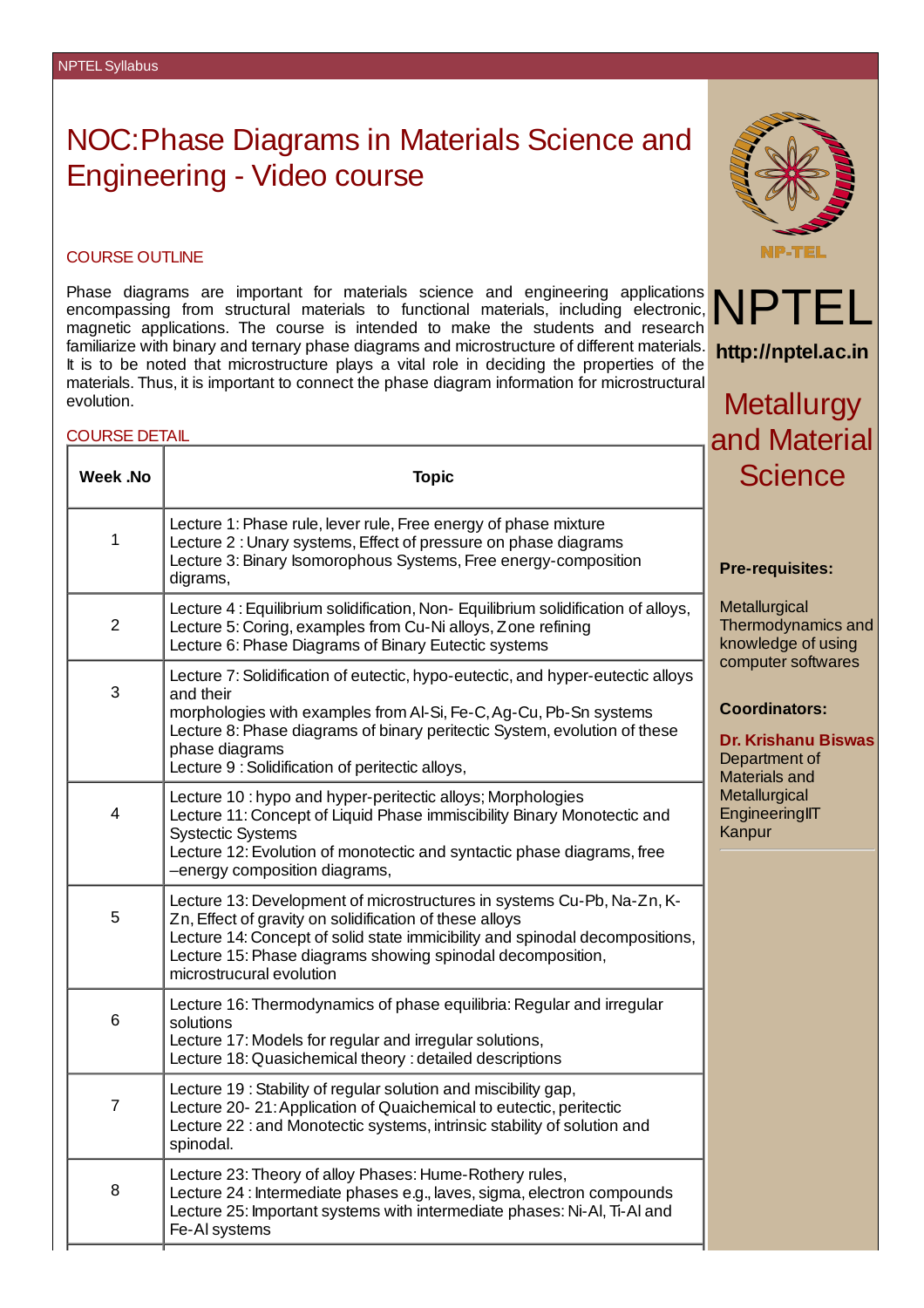# NOC:Phase Diagrams in Materials Science and Engineering - Video course

## COURSE OUTLINE

Phase diagrams are important for materials science and engineering applications encompassing from structural materials to functional materials, including electronic, magnetic applications. The course is intended to make the students and research familiarize with binary and ternary phase diagrams and microstructure of different materials. It is to be noted that microstructure plays a vital role in deciding the properties of the materials. Thus, it is important to connect the phase diagram information for microstructural evolution.

## COURSE DETAIL

| Week .No | Topic |
|---|---|
| 1 | Lecture 1: Phase rule, lever rule, Free energy of phase mixture<br>Lecture 2 : Unary systems, Effect of pressure on phase diagrams<br>Lecture 3: Binary Isomorophous Systems, Free energy-composition digrams, |
| 2 | Lecture 4 : Equilibrium solidification, Non- Equilibrium solidification of alloys,<br>Lecture 5: Coring, examples from Cu-Ni alloys, Zone refining<br>Lecture 6: Phase Diagrams of Binary Eutectic systems |
| 3 | Lecture 7: Solidification of eutectic, hypo-eutectic, and hyper-eutectic alloys and their<br>morphologies with examples from Al-Si, Fe-C, Ag-Cu, Pb-Sn systems<br>Lecture 8: Phase diagrams of binary peritectic System, evolution of these phase diagrams<br>Lecture 9 : Solidification of peritectic alloys, |
| 4 | Lecture 10 : hypo and hyper-peritectic alloys; Morphologies<br>Lecture 11: Concept of Liquid Phase immiscibility Binary Monotectic and Systectic Systems<br>Lecture 12: Evolution of monotectic and syntactic phase diagrams, free –energy composition diagrams, |
| 5 | Lecture 13: Development of microstructures in systems Cu-Pb, Na-Zn, K-Zn, Effect of gravity on solidification of these alloys<br>Lecture 14: Concept of solid state immicibility and spinodal decompositions,<br>Lecture 15: Phase diagrams showing spinodal decomposition, microstrucural evolution |
| 6 | Lecture 16: Thermodynamics of phase equilibria: Regular and irregular solutions<br>Lecture 17: Models for regular and irregular solutions,<br>Lecture 18: Quasichemical theory : detailed descriptions |
| 7 | Lecture 19 : Stability of regular solution and miscibility gap,<br>Lecture 20- 21: Application of Quaichemical to eutectic, peritectic<br>Lecture 22 : and Monotectic systems, intrinsic stability of solution and spinodal. |
| 8 | Lecture 23: Theory of alloy Phases: Hume-Rothery rules,<br>Lecture 24 : Intermediate phases e.g., laves, sigma, electron compounds<br>Lecture 25: Important systems with intermediate phases: Ni-Al, Ti-Al and Fe-Al systems |

NP-TEL

NPTEL

http://nptel.ac.in

## Metallurgy and Material Science

**Pre-requisites:**

Metallurgical Thermodynamics and knowledge of using computer softwares

**Coordinators:**

**Dr. Krishanu Biswas**
Department of Materials and Metallurgical EngineeringIIT Kanpur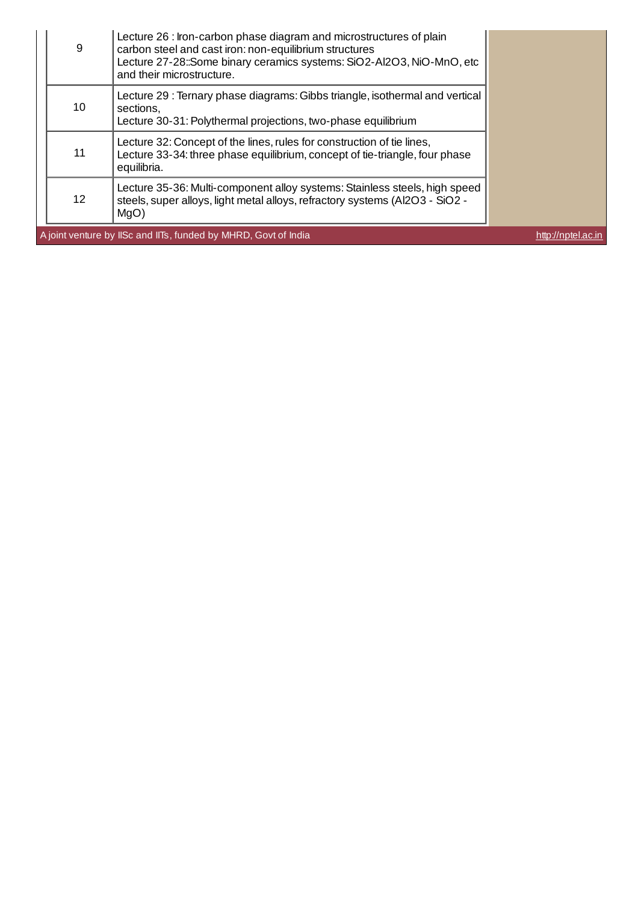| | |
|---|---|
| 9 | Lecture 26 : Iron-carbon phase diagram and microstructures of plain carbon steel and cast iron: non-equilibrium structures<br>Lecture 27-28::Some binary ceramics systems: $SiO_2$-$Al_2O_3$, NiO-MnO, etc and their microstructure. |
| 10 | Lecture 29 : Ternary phase diagrams: Gibbs triangle, isothermal and vertical sections,<br>Lecture 30-31: Polythermal projections, two-phase equilibrium |
| 11 | Lecture 32: Concept of the lines, rules for construction of tie lines,<br>Lecture 33-34: three phase equilibrium, concept of tie-triangle, four phase equilibria. |
| 12 | Lecture 35-36: Multi-component alloy systems: Stainless steels, high speed steels, super alloys, light metal alloys, refractory systems ($Al_2O_3$ - $SiO_2$ - MgO) |

A joint venture by IISc and IITs, funded by MHRD, Govt of India http://nptel.ac.in